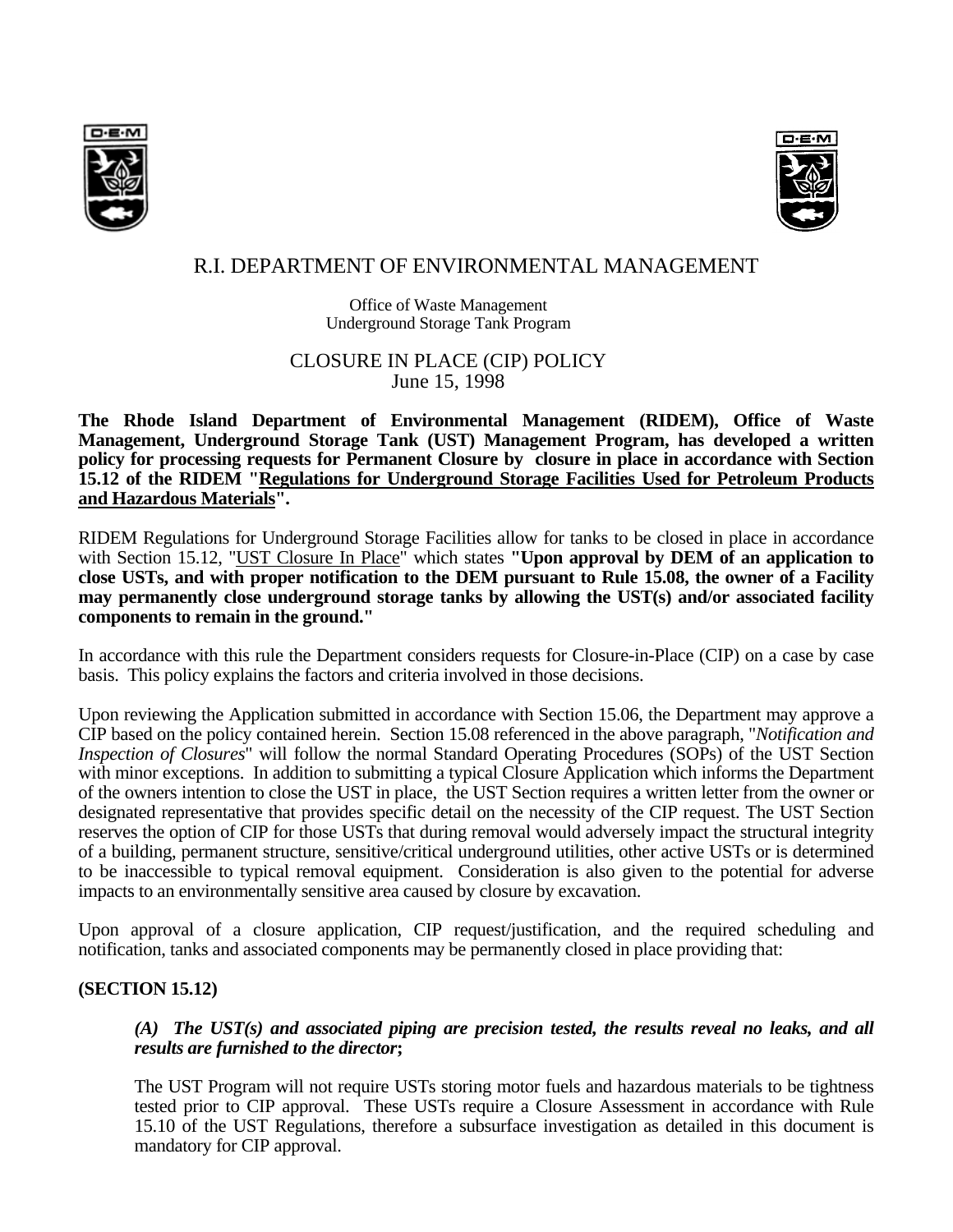# R.I. DEPARTMENT OF ENVIRONMENTAL MANAGEMENT

Office of Waste Management
Underground Storage Tank Program

## CLOSURE IN PLACE (CIP) POLICY
June 15, 1998

**The Rhode Island Department of Environmental Management (RIDEM), Office of Waste Management, Underground Storage Tank (UST) Management Program, has developed a written policy for processing requests for Permanent Closure by closure in place in accordance with Section 15.12 of the RIDEM "Regulations for Underground Storage Facilities Used for Petroleum Products and Hazardous Materials".**

RIDEM Regulations for Underground Storage Facilities allow for tanks to be closed in place in accordance with Section 15.12, "UST Closure In Place" which states **"Upon approval by DEM of an application to close USTs, and with proper notification to the DEM pursuant to Rule 15.08, the owner of a Facility may permanently close underground storage tanks by allowing the UST(s) and/or associated facility components to remain in the ground."**

In accordance with this rule the Department considers requests for Closure-in-Place (CIP) on a case by case basis. This policy explains the factors and criteria involved in those decisions.

Upon reviewing the Application submitted in accordance with Section 15.06, the Department may approve a CIP based on the policy contained herein. Section 15.08 referenced in the above paragraph, "*Notification and Inspection of Closures*" will follow the normal Standard Operating Procedures (SOPs) of the UST Section with minor exceptions. In addition to submitting a typical Closure Application which informs the Department of the owners intention to close the UST in place, the UST Section requires a written letter from the owner or designated representative that provides specific detail on the necessity of the CIP request. The UST Section reserves the option of CIP for those USTs that during removal would adversely impact the structural integrity of a building, permanent structure, sensitive/critical underground utilities, other active USTs or is determined to be inaccessible to typical removal equipment. Consideration is also given to the potential for adverse impacts to an environmentally sensitive area caused by closure by excavation.

Upon approval of a closure application, CIP request/justification, and the required scheduling and notification, tanks and associated components may be permanently closed in place providing that:

**(SECTION 15.12)**

***(A) The UST(s) and associated piping are precision tested, the results reveal no leaks, and all results are furnished to the director*;**

The UST Program will not require USTs storing motor fuels and hazardous materials to be tightness tested prior to CIP approval. These USTs require a Closure Assessment in accordance with Rule 15.10 of the UST Regulations, therefore a subsurface investigation as detailed in this document is mandatory for CIP approval.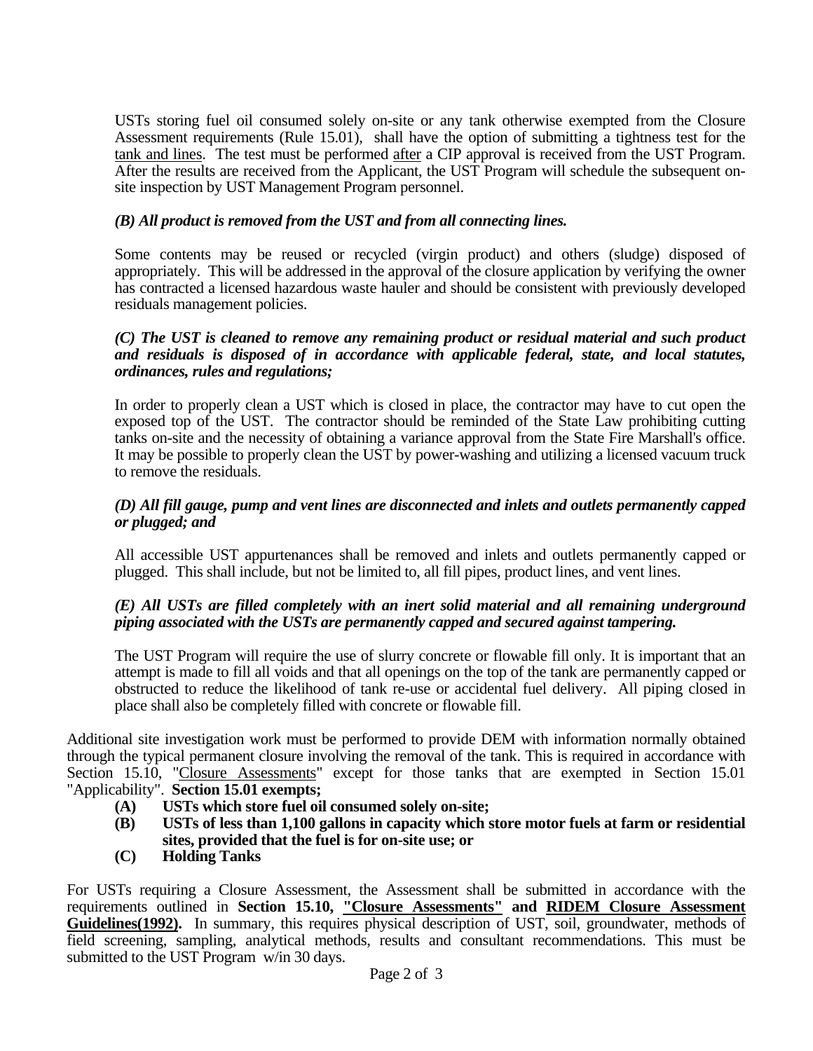USTs storing fuel oil consumed solely on-site or any tank otherwise exempted from the Closure Assessment requirements (Rule 15.01), shall have the option of submitting a tightness test for the <u>tank and lines</u>. The test must be performed <u>after</u> a CIP approval is received from the UST Program. After the results are received from the Applicant, the UST Program will schedule the subsequent on-site inspection by UST Management Program personnel.

***(B) All product is removed from the UST and from all connecting lines.***

Some contents may be reused or recycled (virgin product) and others (sludge) disposed of appropriately. This will be addressed in the approval of the closure application by verifying the owner has contracted a licensed hazardous waste hauler and should be consistent with previously developed residuals management policies.

***(C) The UST is cleaned to remove any remaining product or residual material and such product and residuals is disposed of in accordance with applicable federal, state, and local statutes, ordinances, rules and regulations;***

In order to properly clean a UST which is closed in place, the contractor may have to cut open the exposed top of the UST. The contractor should be reminded of the State Law prohibiting cutting tanks on-site and the necessity of obtaining a variance approval from the State Fire Marshall's office. It may be possible to properly clean the UST by power-washing and utilizing a licensed vacuum truck to remove the residuals.

***(D) All fill gauge, pump and vent lines are disconnected and inlets and outlets permanently capped or plugged; and***

All accessible UST appurtenances shall be removed and inlets and outlets permanently capped or plugged. This shall include, but not be limited to, all fill pipes, product lines, and vent lines.

***(E) All USTs are filled completely with an inert solid material and all remaining underground piping associated with the USTs are permanently capped and secured against tampering.***

The UST Program will require the use of slurry concrete or flowable fill only. It is important that an attempt is made to fill all voids and that all openings on the top of the tank are permanently capped or obstructed to reduce the likelihood of tank re-use or accidental fuel delivery. All piping closed in place shall also be completely filled with concrete or flowable fill.

Additional site investigation work must be performed to provide DEM with information normally obtained through the typical permanent closure involving the removal of the tank. This is required in accordance with Section 15.10, "<u>Closure Assessments</u>" except for those tanks that are exempted in Section 15.01 "Applicability". **Section 15.01 exempts;**

- **(A) USTs which store fuel oil consumed solely on-site;**
- **(B) USTs of less than 1,100 gallons in capacity which store motor fuels at farm or residential sites, provided that the fuel is for on-site use; or**
- **(C) Holding Tanks**

For USTs requiring a Closure Assessment, the Assessment shall be submitted in accordance with the requirements outlined in **Section 15.10, <u>"Closure Assessments"</u> and <u>RIDEM Closure Assessment Guidelines(1992).</u>** In summary, this requires physical description of UST, soil, groundwater, methods of field screening, sampling, analytical methods, results and consultant recommendations. This must be submitted to the UST Program w/in 30 days.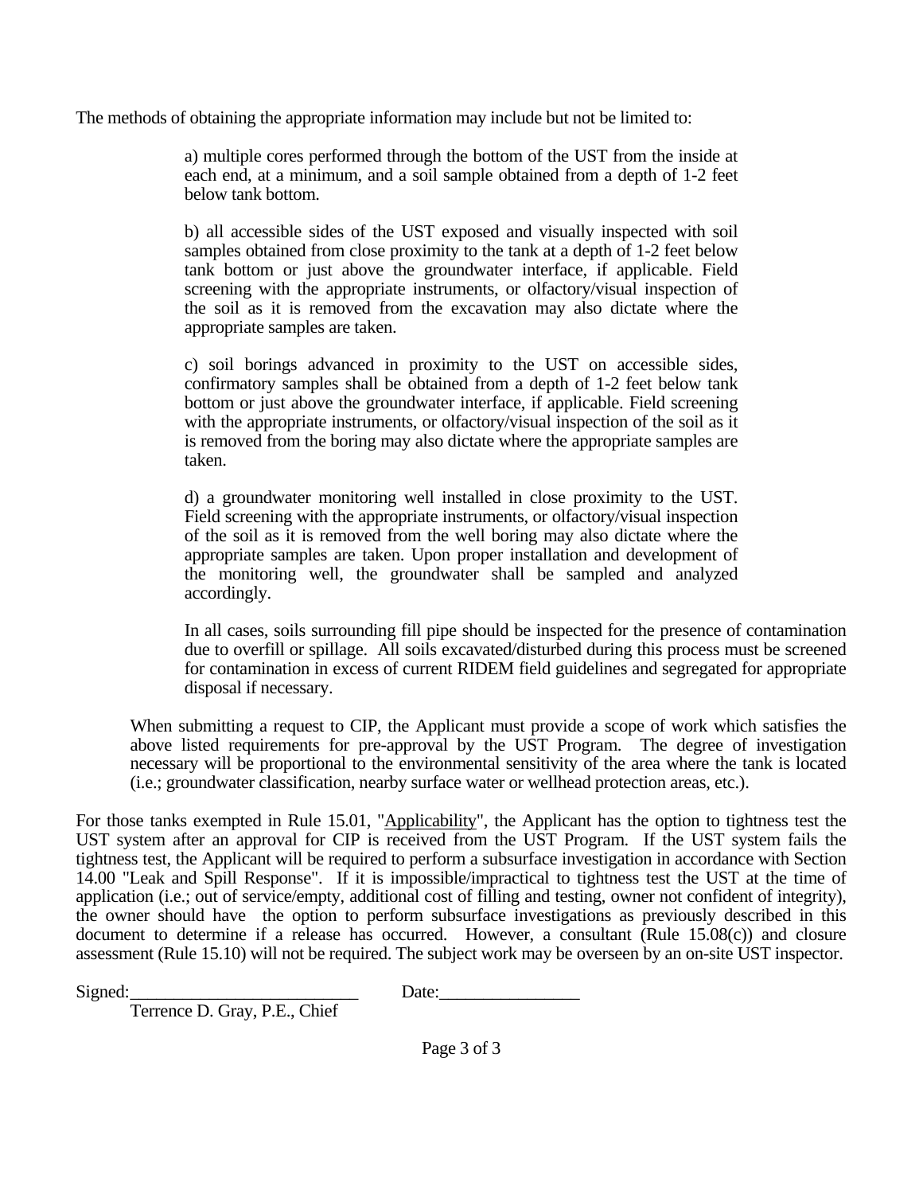The methods of obtaining the appropriate information may include but not be limited to:

a) multiple cores performed through the bottom of the UST from the inside at each end, at a minimum, and a soil sample obtained from a depth of 1-2 feet below tank bottom.

b) all accessible sides of the UST exposed and visually inspected with soil samples obtained from close proximity to the tank at a depth of 1-2 feet below tank bottom or just above the groundwater interface, if applicable. Field screening with the appropriate instruments, or olfactory/visual inspection of the soil as it is removed from the excavation may also dictate where the appropriate samples are taken.

c) soil borings advanced in proximity to the UST on accessible sides, confirmatory samples shall be obtained from a depth of 1-2 feet below tank bottom or just above the groundwater interface, if applicable. Field screening with the appropriate instruments, or olfactory/visual inspection of the soil as it is removed from the boring may also dictate where the appropriate samples are taken.

d) a groundwater monitoring well installed in close proximity to the UST. Field screening with the appropriate instruments, or olfactory/visual inspection of the soil as it is removed from the well boring may also dictate where the appropriate samples are taken. Upon proper installation and development of the monitoring well, the groundwater shall be sampled and analyzed accordingly.

In all cases, soils surrounding fill pipe should be inspected for the presence of contamination due to overfill or spillage. All soils excavated/disturbed during this process must be screened for contamination in excess of current RIDEM field guidelines and segregated for appropriate disposal if necessary.

When submitting a request to CIP, the Applicant must provide a scope of work which satisfies the above listed requirements for pre-approval by the UST Program. The degree of investigation necessary will be proportional to the environmental sensitivity of the area where the tank is located (i.e.; groundwater classification, nearby surface water or wellhead protection areas, etc.).

For those tanks exempted in Rule 15.01, "Applicability", the Applicant has the option to tightness test the UST system after an approval for CIP is received from the UST Program. If the UST system fails the tightness test, the Applicant will be required to perform a subsurface investigation in accordance with Section 14.00 "Leak and Spill Response". If it is impossible/impractical to tightness test the UST at the time of application (i.e.; out of service/empty, additional cost of filling and testing, owner not confident of integrity), the owner should have the option to perform subsurface investigations as previously described in this document to determine if a release has occurred. However, a consultant (Rule 15.08(c)) and closure assessment (Rule 15.10) will not be required. The subject work may be overseen by an on-site UST inspector.

Signed:\_\_\_\_\_\_\_\_\_\_\_\_\_\_\_\_\_\_\_\_\_\_\_\_\_ Date:\_\_\_\_\_\_\_\_\_\_\_\_\_\_\_

Terrence D. Gray, P.E., Chief